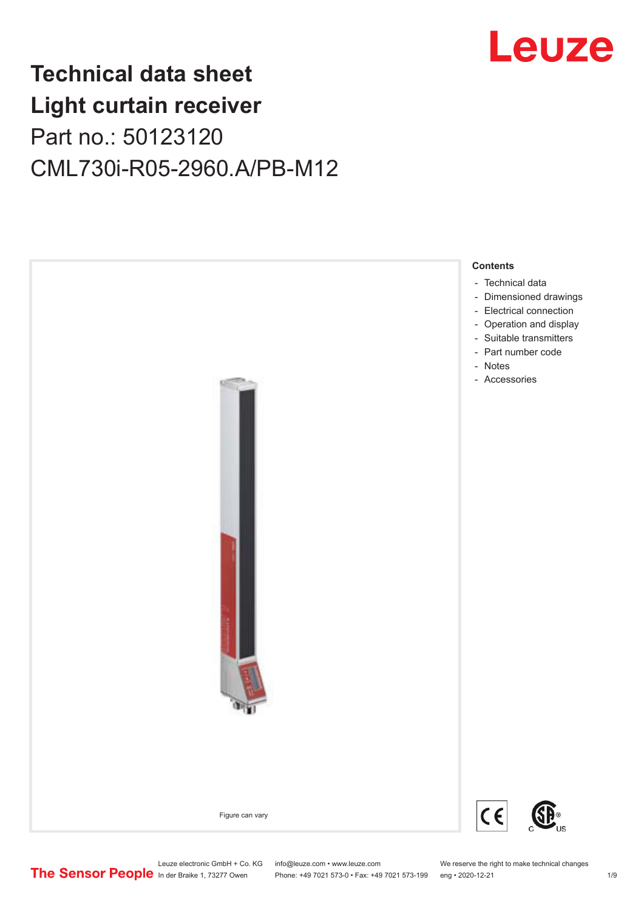# Technical data sheet
# Light curtain receiver

Part no.: 50123120

CML730i-R05-2960.A/PB-M12

Figure can vary

**Contents**

- Technical data
- Dimensioned drawings
- Electrical connection
- Operation and display
- Suitable transmitters
- Part number code
- Notes
- Accessories

Leuze electronic GmbH + Co. KG
In der Braike 1, 73277 Owen

info@leuze.com • www.leuze.com
Phone: +49 7021 573-0 • Fax: +49 7021 573-199

We reserve the right to make technical changes
eng • 2020-12-21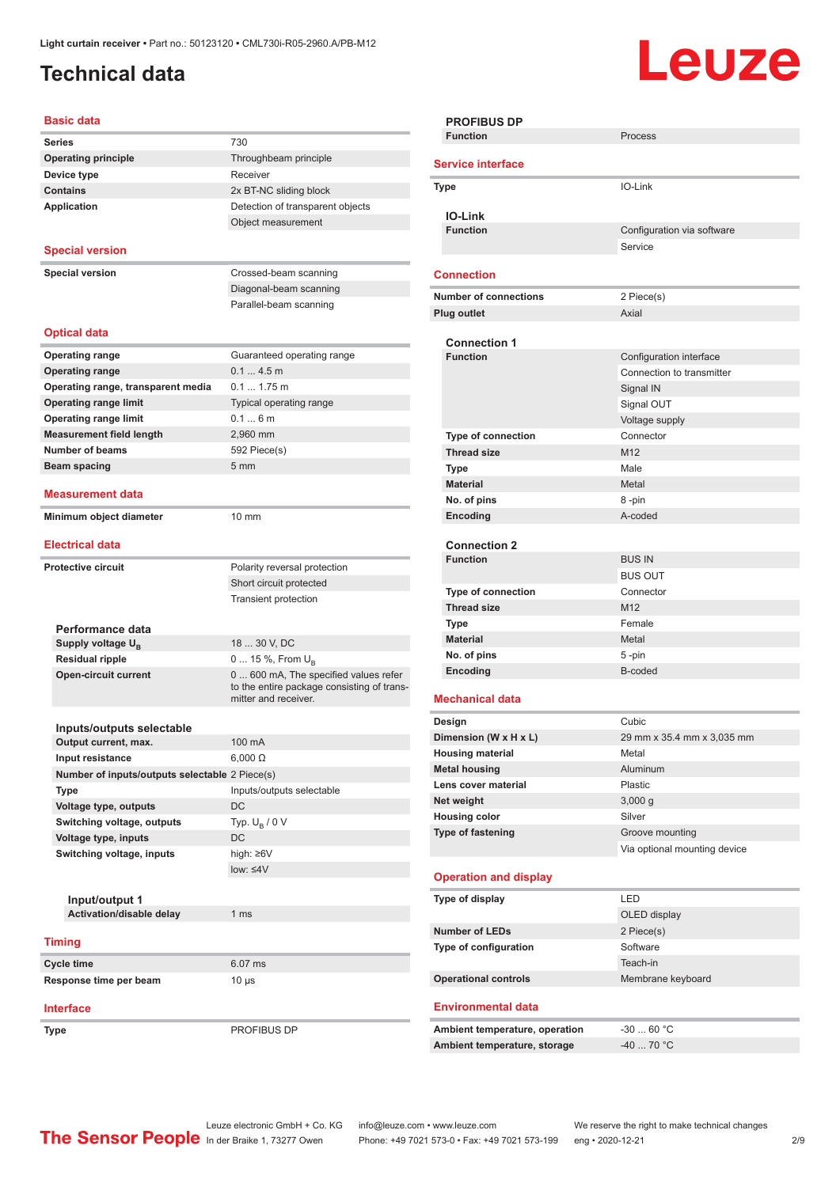# Technical data

## Basic data

| | |
|---|---|
| **Series** | 730 |
| **Operating principle** | Throughbeam principle |
| **Device type** | Receiver |
| **Contains** | 2x BT-NC sliding block |
| **Application** | Detection of transparent objects |
| | Object measurement |

## Special version

| | |
|---|---|
| **Special version** | Crossed-beam scanning |
| | Diagonal-beam scanning |
| | Parallel-beam scanning |

## Optical data

| | |
|---|---|
| **Operating range** | Guaranteed operating range |
| **Operating range** | 0.1 ... 4.5 m |
| **Operating range, transparent media** | 0.1 ... 1.75 m |
| **Operating range limit** | Typical operating range |
| **Operating range limit** | 0.1 ... 6 m |
| **Measurement field length** | 2,960 mm |
| **Number of beams** | 592 Piece(s) |
| **Beam spacing** | 5 mm |

## Measurement data

| | |
|---|---|
| **Minimum object diameter** | 10 mm |

## Electrical data

| | |
|---|---|
| **Protective circuit** | Polarity reversal protection |
| | Short circuit protected |
| | Transient protection |

### Performance data

| | |
|---|---|
| **Supply voltage $U_B$** | 18 ... 30 V, DC |
| **Residual ripple** | 0 ... 15 %, From $U_B$ |
| **Open-circuit current** | 0 ... 600 mA, The specified values refer to the entire package consisting of transmitter and receiver. |

### Inputs/outputs selectable

| | |
|---|---|
| **Output current, max.** | 100 mA |
| **Input resistance** | 6,000 Ω |
| **Number of inputs/outputs selectable** | 2 Piece(s) |
| **Type** | Inputs/outputs selectable |
| **Voltage type, outputs** | DC |
| **Switching voltage, outputs** | Typ. $U_B$ / 0 V |
| **Voltage type, inputs** | DC |
| **Switching voltage, inputs** | high: ≥6V |
| | low: ≤4V |

#### Input/output 1

| | |
|---|---|
| **Activation/disable delay** | 1 ms |

## Timing

| | |
|---|---|
| **Cycle time** | 6.07 ms |
| **Response time per beam** | 10 µs |

## Interface

| | |
|---|---|
| **Type** | PROFIBUS DP |

### PROFIBUS DP

| | |
|---|---|
| **Function** | Process |

## Service interface

| | |
|---|---|
| **Type** | IO-Link |

### IO-Link

| | |
|---|---|
| **Function** | Configuration via software |
| | Service |

## Connection

| | |
|---|---|
| **Number of connections** | 2 Piece(s) |
| **Plug outlet** | Axial |

### Connection 1

| | |
|---|---|
| **Function** | Configuration interface |
| | Connection to transmitter |
| | Signal IN |
| | Signal OUT |
| | Voltage supply |
| **Type of connection** | Connector |
| **Thread size** | M12 |
| **Type** | Male |
| **Material** | Metal |
| **No. of pins** | 8 -pin |
| **Encoding** | A-coded |

### Connection 2

| | |
|---|---|
| **Function** | BUS IN |
| | BUS OUT |
| **Type of connection** | Connector |
| **Thread size** | M12 |
| **Type** | Female |
| **Material** | Metal |
| **No. of pins** | 5 -pin |
| **Encoding** | B-coded |

## Mechanical data

| | |
|---|---|
| **Design** | Cubic |
| **Dimension (W x H x L)** | 29 mm x 35.4 mm x 3,035 mm |
| **Housing material** | Metal |
| **Metal housing** | Aluminum |
| **Lens cover material** | Plastic |
| **Net weight** | 3,000 g |
| **Housing color** | Silver |
| **Type of fastening** | Groove mounting |
| | Via optional mounting device |

## Operation and display

| | |
|---|---|
| **Type of display** | LED |
| | OLED display |
| **Number of LEDs** | 2 Piece(s) |
| **Type of configuration** | Software |
| | Teach-in |
| **Operational controls** | Membrane keyboard |

## Environmental data

| | |
|---|---|
| **Ambient temperature, operation** | -30 ... 60 °C |
| **Ambient temperature, storage** | -40 ... 70 °C |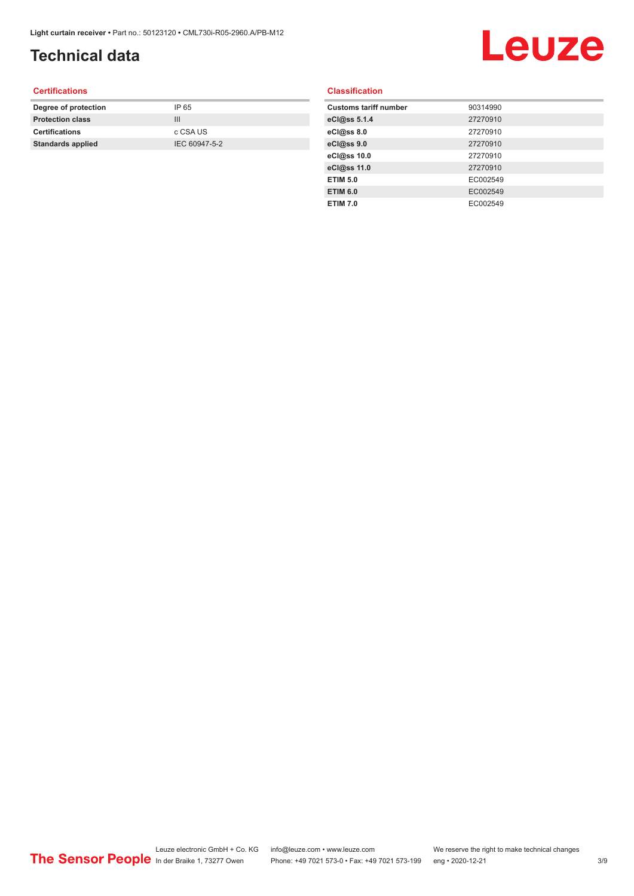# Technical data

## Certifications

| | |
|---|---|
| **Degree of protection** | IP 65 |
| **Protection class** | III |
| **Certifications** | c CSA US |
| **Standards applied** | IEC 60947-5-2 |

## Classification

| | |
|---|---|
| **Customs tariff number** | 90314990 |
| **eCl@ss 5.1.4** | 27270910 |
| **eCl@ss 8.0** | 27270910 |
| **eCl@ss 9.0** | 27270910 |
| **eCl@ss 10.0** | 27270910 |
| **eCl@ss 11.0** | 27270910 |
| **ETIM 5.0** | EC002549 |
| **ETIM 6.0** | EC002549 |
| **ETIM 7.0** | EC002549 |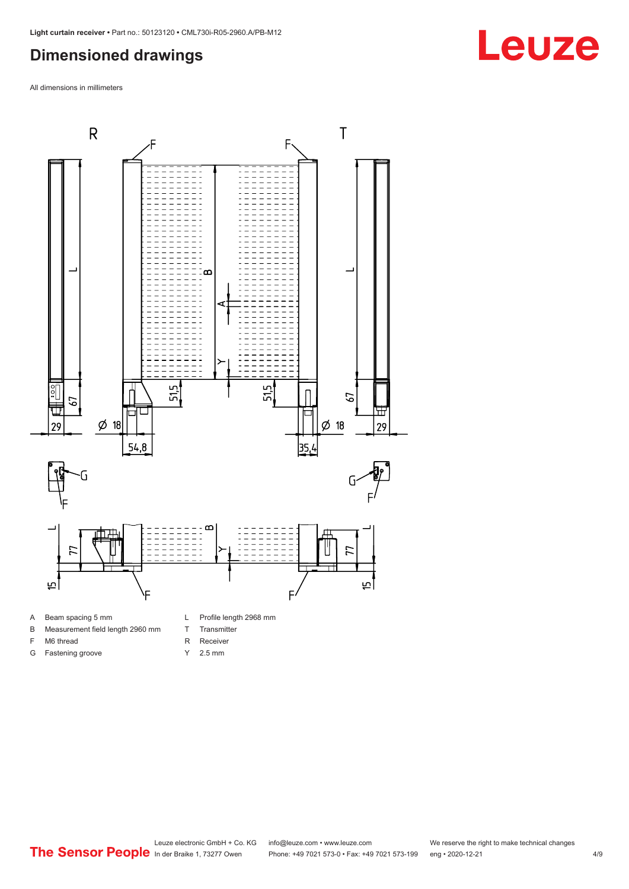## Dimensioned drawings

All dimensions in millimeters

R

T

F

L

B

A

Y

67

29

Ø 18

54,8

51,5

35,4

G

77

15

- A Beam spacing 5 mm
- B Measurement field length 2960 mm
- F M6 thread
- G Fastening groove
- L Profile length 2968 mm
- T Transmitter
- R Receiver
- Y 2.5 mm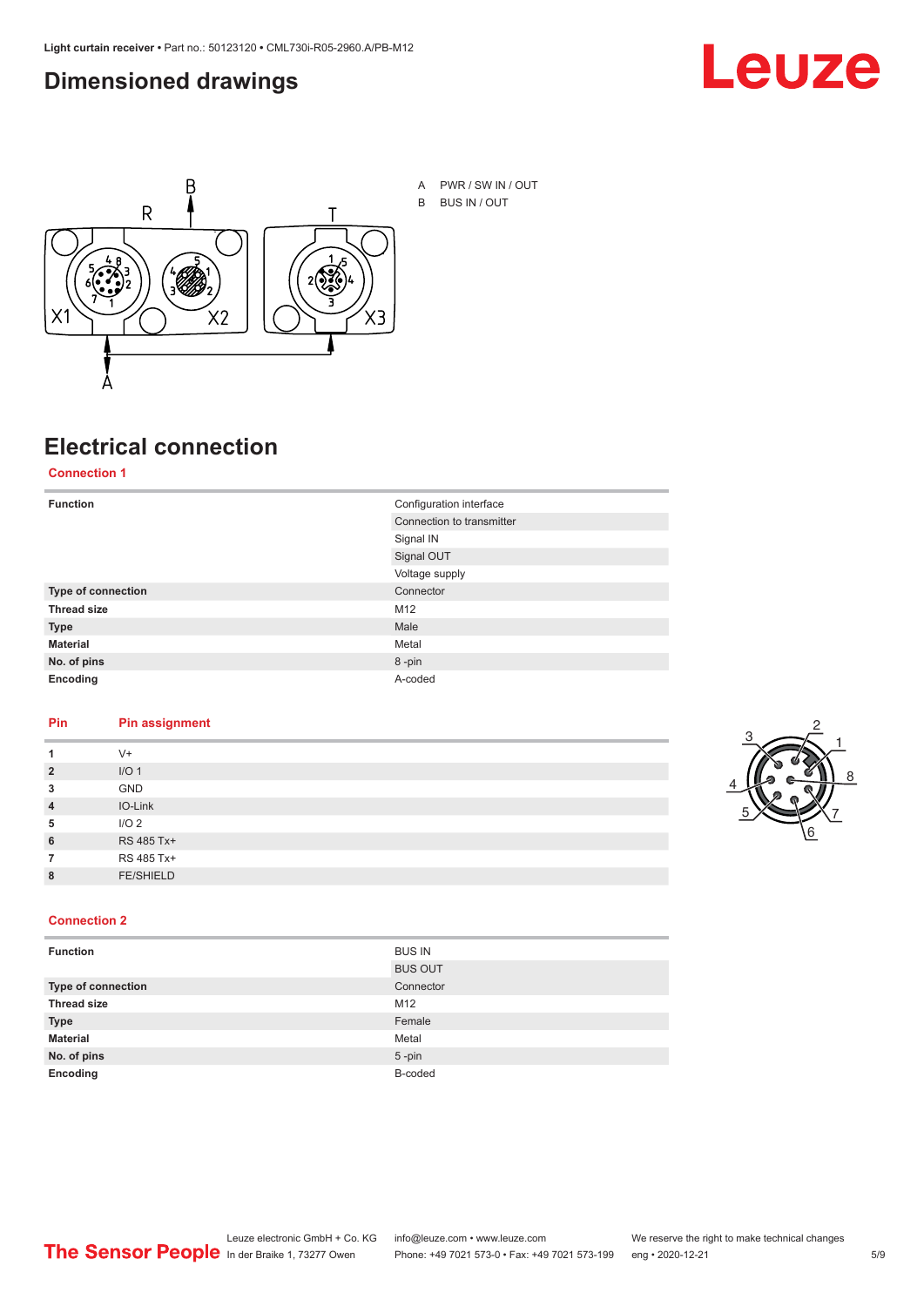## Dimensioned drawings

A PWR / SW IN / OUT

B BUS IN / OUT

## Electrical connection

### Connection 1

| | |
|---|---|
| **Function** | Configuration interface |
| | Connection to transmitter |
| | Signal IN |
| | Signal OUT |
| | Voltage supply |
| **Type of connection** | Connector |
| **Thread size** | M12 |
| **Type** | Male |
| **Material** | Metal |
| **No. of pins** | 8 -pin |
| **Encoding** | A-coded |

| Pin | Pin assignment |
|---|---|
| **1** | V+ |
| **2** | I/O 1 |
| **3** | GND |
| **4** | IO-Link |
| **5** | I/O 2 |
| **6** | RS 485 Tx+ |
| **7** | RS 485 Tx+ |
| **8** | FE/SHIELD |

### Connection 2

| | |
|---|---|
| **Function** | BUS IN |
| | BUS OUT |
| **Type of connection** | Connector |
| **Thread size** | M12 |
| **Type** | Female |
| **Material** | Metal |
| **No. of pins** | 5 -pin |
| **Encoding** | B-coded |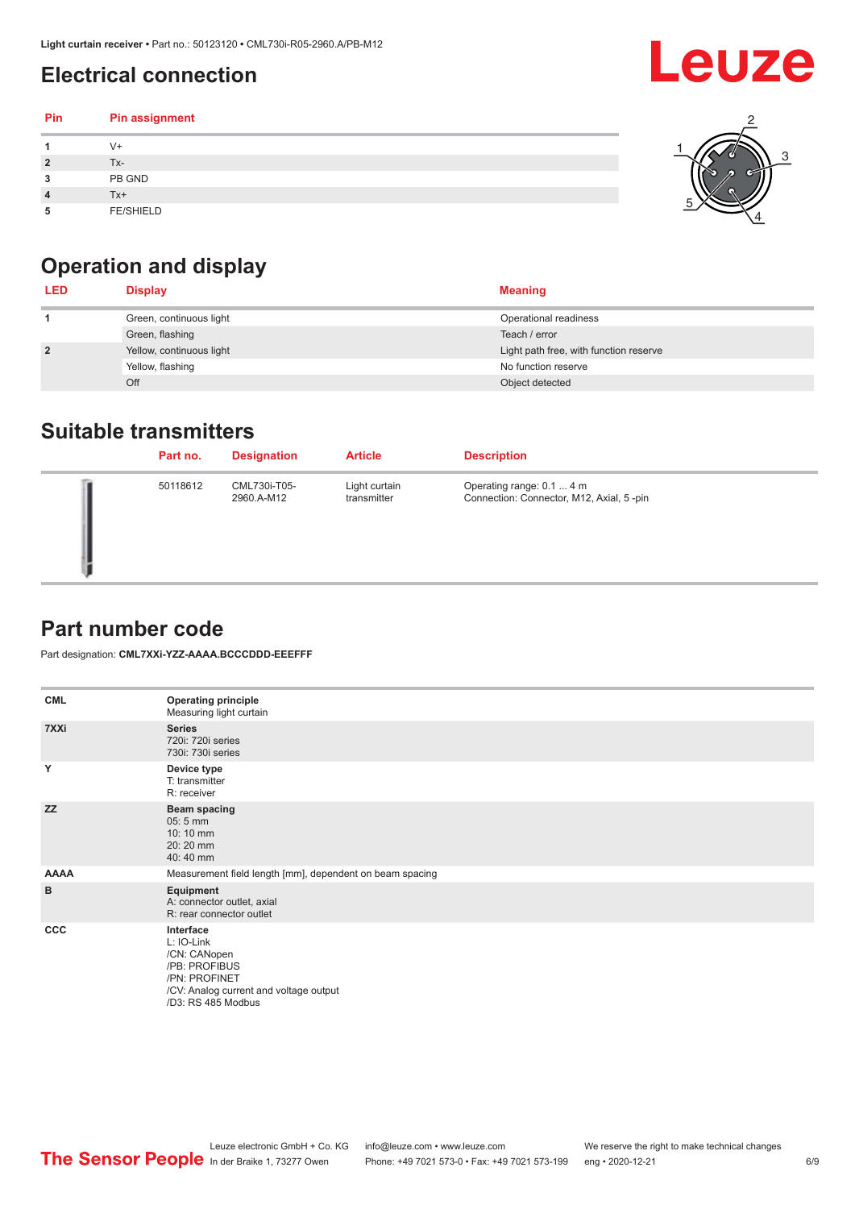## Electrical connection

| Pin | Pin assignment |
|---|---|
| 1 | V+ |
| 2 | Tx- |
| 3 | PB GND |
| 4 | Tx+ |
| 5 | FE/SHIELD |

## Operation and display

| LED | Display | Meaning |
|---|---|---|
| 1 | Green, continuous light | Operational readiness |
| | Green, flashing | Teach / error |
| 2 | Yellow, continuous light | Light path free, with function reserve |
| | Yellow, flashing | No function reserve |
| | Off | Object detected |

## Suitable transmitters

| Part no. | Designation | Article | Description |
|---|---|---|---|
| 50118612 | CML730i-T05-2960.A-M12 | Light curtain transmitter | Operating range: 0.1 ... 4 m<br>Connection: Connector, M12, Axial, 5 -pin |

## Part number code

Part designation: **CML7XXi-YZZ-AAAA.BCCCDDD-EEEFFF**

| | |
|---|---|
| **CML** | **Operating principle**<br>Measuring light curtain |
| **7XXi** | **Series**<br>720i: 720i series<br>730i: 730i series |
| **Y** | **Device type**<br>T: transmitter<br>R: receiver |
| **ZZ** | **Beam spacing**<br>05: 5 mm<br>10: 10 mm<br>20: 20 mm<br>40: 40 mm |
| **AAAA** | Measurement field length [mm], dependent on beam spacing |
| **B** | **Equipment**<br>A: connector outlet, axial<br>R: rear connector outlet |
| **CCC** | **Interface**<br>L: IO-Link<br>/CN: CANopen<br>/PB: PROFIBUS<br>/PN: PROFINET<br>/CV: Analog current and voltage output<br>/D3: RS 485 Modbus |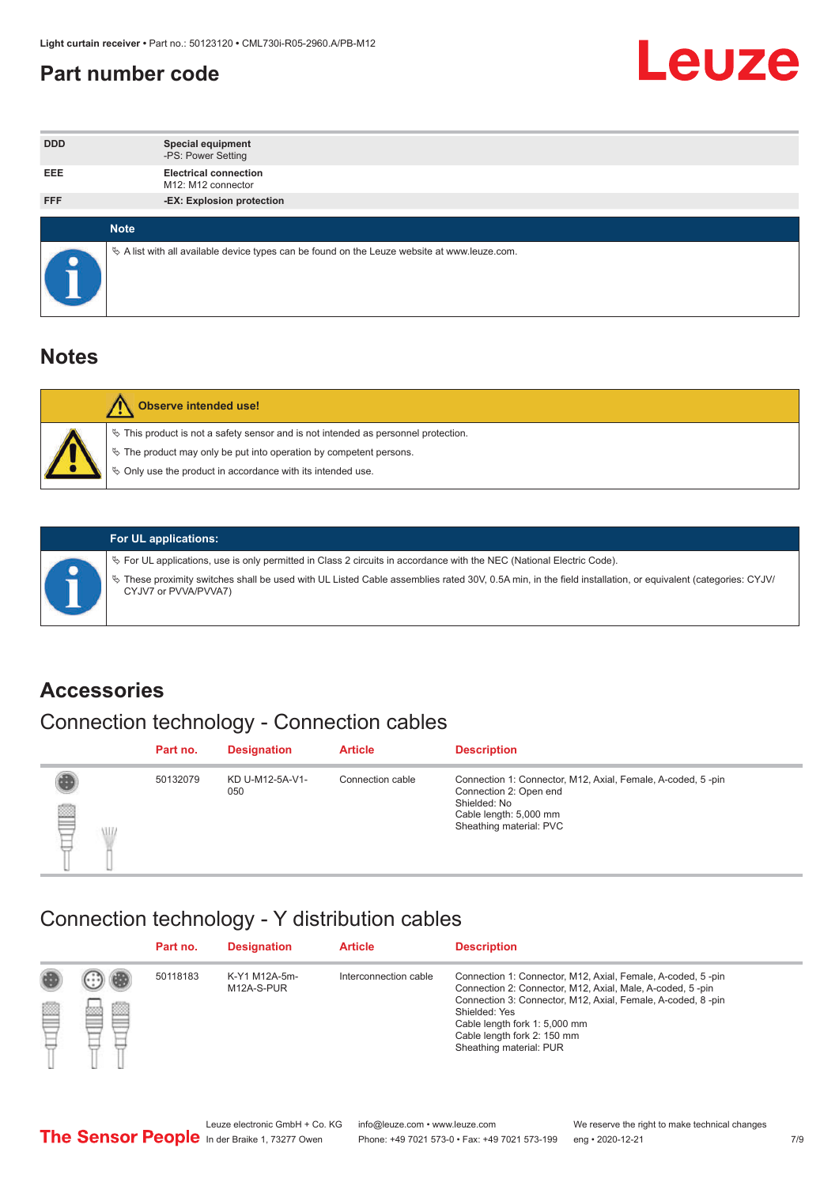## Part number code

| | |
|---|---|
| DDD | **Special equipment**<br>-PS: Power Setting |
| EEE | **Electrical connection**<br>M12: M12 connector |
| FFF | **-EX: Explosion protection** |

**Note**

- A list with all available device types can be found on the Leuze website at www.leuze.com.

# Notes

**Observe intended use!**

- This product is not a safety sensor and is not intended as personnel protection.
- The product may only be put into operation by competent persons.
- Only use the product in accordance with its intended use.

**For UL applications:**

- For UL applications, use is only permitted in Class 2 circuits in accordance with the NEC (National Electric Code).
- These proximity switches shall be used with UL Listed Cable assemblies rated 30V, 0.5A min, in the field installation, or equivalent (categories: CYJV/CYJV7 or PVVA/PVVA7)

# Accessories

## Connection technology - Connection cables

| Part no. | Designation | Article | Description |
|---|---|---|---|
| 50132079 | KD U-M12-5A-V1-050 | Connection cable | Connection 1: Connector, M12, Axial, Female, A-coded, 5 -pin<br>Connection 2: Open end<br>Shielded: No<br>Cable length: 5,000 mm<br>Sheathing material: PVC |

## Connection technology - Y distribution cables

| Part no. | Designation | Article | Description |
|---|---|---|---|
| 50118183 | K-Y1 M12A-5m-M12A-S-PUR | Interconnection cable | Connection 1: Connector, M12, Axial, Female, A-coded, 5 -pin<br>Connection 2: Connector, M12, Axial, Male, A-coded, 5 -pin<br>Connection 3: Connector, M12, Axial, Female, A-coded, 8 -pin<br>Shielded: Yes<br>Cable length fork 1: 5,000 mm<br>Cable length fork 2: 150 mm<br>Sheathing material: PUR |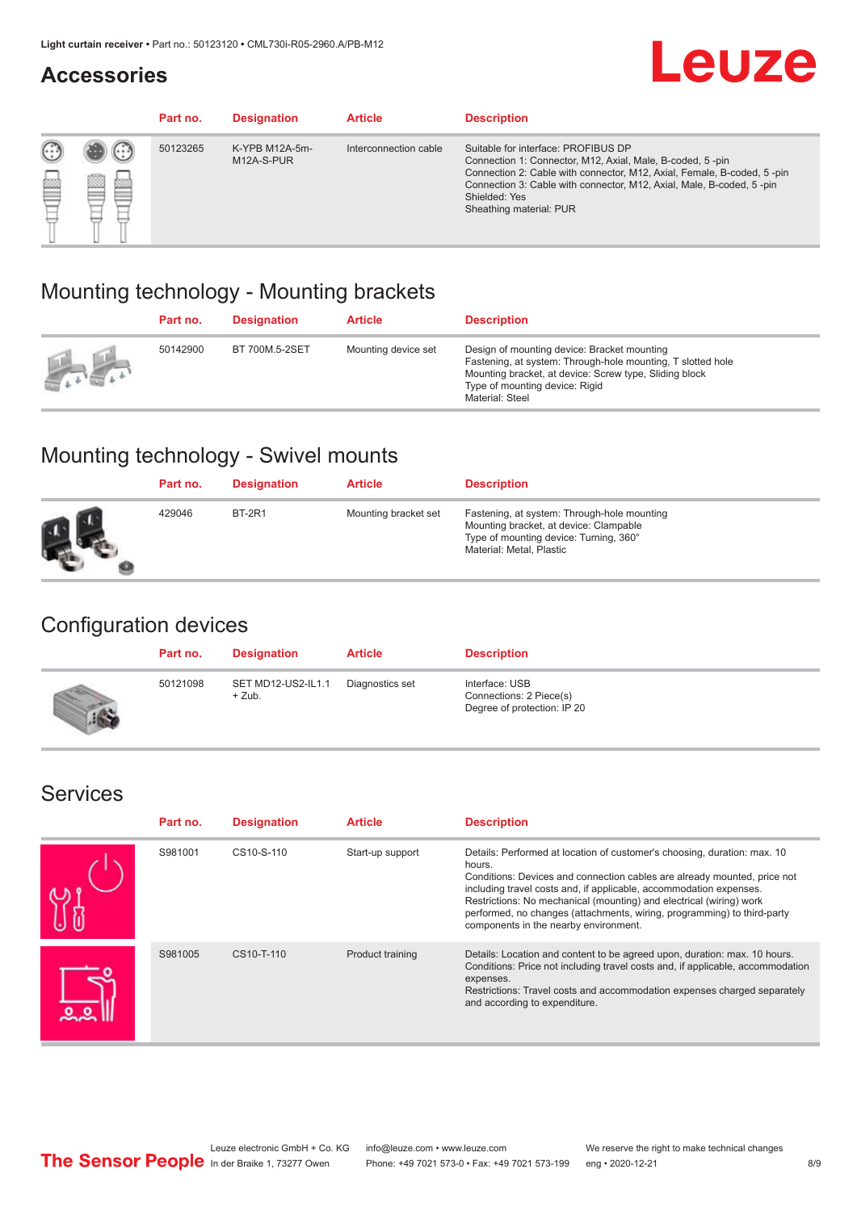## Accessories

| Part no. | Designation | Article | Description |
| --- | --- | --- | --- |
| 50123265 | K-YPB M12A-5m-M12A-S-PUR | Interconnection cable | Suitable for interface: PROFIBUS DP<br>Connection 1: Connector, M12, Axial, Male, B-coded, 5 -pin<br>Connection 2: Cable with connector, M12, Axial, Female, B-coded, 5 -pin<br>Connection 3: Cable with connector, M12, Axial, Male, B-coded, 5 -pin<br>Shielded: Yes<br>Sheathing material: PUR |

## Mounting technology - Mounting brackets

| Part no. | Designation | Article | Description |
| --- | --- | --- | --- |
| 50142900 | BT 700M.5-2SET | Mounting device set | Design of mounting device: Bracket mounting<br>Fastening, at system: Through-hole mounting, T slotted hole<br>Mounting bracket, at device: Screw type, Sliding block<br>Type of mounting device: Rigid<br>Material: Steel |

## Mounting technology - Swivel mounts

| Part no. | Designation | Article | Description |
| --- | --- | --- | --- |
| 429046 | BT-2R1 | Mounting bracket set | Fastening, at system: Through-hole mounting<br>Mounting bracket, at device: Clampable<br>Type of mounting device: Turning, 360°<br>Material: Metal, Plastic |

## Configuration devices

| Part no. | Designation | Article | Description |
| --- | --- | --- | --- |
| 50121098 | SET MD12-US2-IL1.1 + Zub. | Diagnostics set | Interface: USB<br>Connections: 2 Piece(s)<br>Degree of protection: IP 20 |

## Services

| Part no. | Designation | Article | Description |
| --- | --- | --- | --- |
| S981001 | CS10-S-110 | Start-up support | Details: Performed at location of customer's choosing, duration: max. 10 hours.<br>Conditions: Devices and connection cables are already mounted, price not including travel costs and, if applicable, accommodation expenses.<br>Restrictions: No mechanical (mounting) and electrical (wiring) work performed, no changes (attachments, wiring, programming) to third-party components in the nearby environment. |
| S981005 | CS10-T-110 | Product training | Details: Location and content to be agreed upon, duration: max. 10 hours.<br>Conditions: Price not including travel costs and, if applicable, accommodation expenses.<br>Restrictions: Travel costs and accommodation expenses charged separately and according to expenditure. |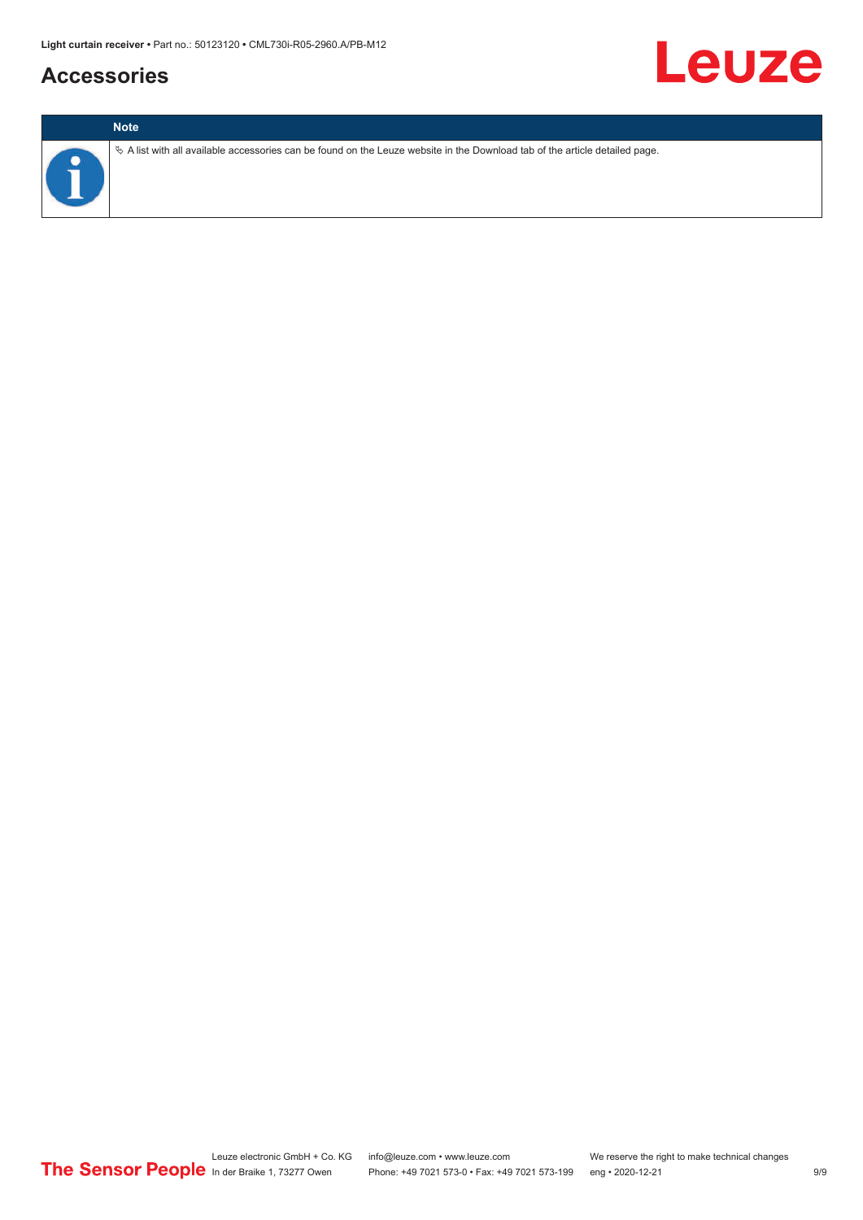## Accessories

| | Note |
|---|---|
| | ↻ A list with all available accessories can be found on the Leuze website in the Download tab of the article detailed page. |